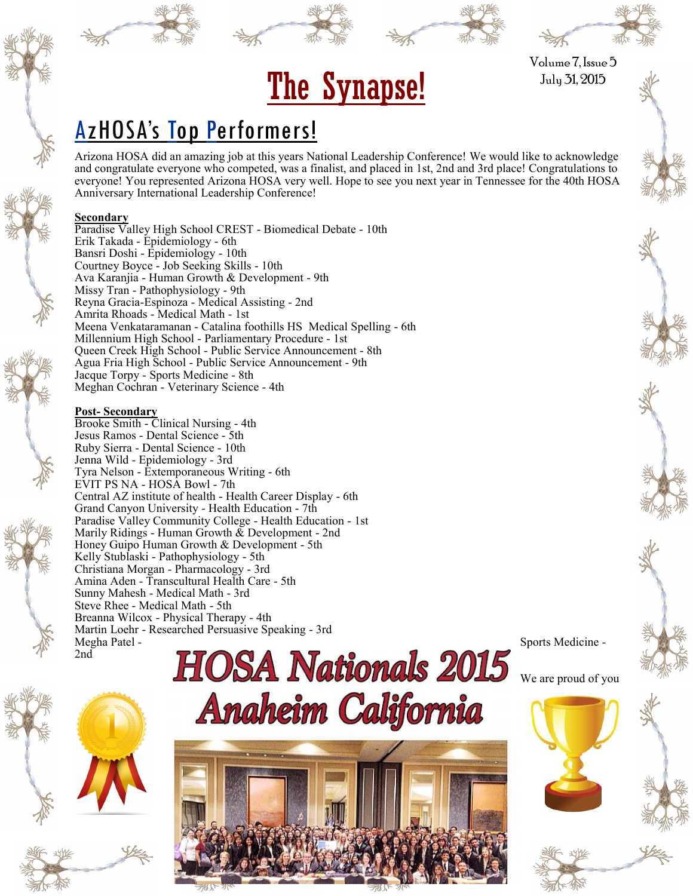# The Synapse!

Volume 7, Issue 5
July 31, 2015

## AzHOSA's Top Performers!

Arizona HOSA did an amazing job at this years National Leadership Conference! We would like to acknowledge and congratulate everyone who competed, was a finalist, and placed in 1st, 2nd and 3rd place! Congratulations to everyone! You represented Arizona HOSA very well. Hope to see you next year in Tennessee for the 40th HOSA Anniversary International Leadership Conference!

**Secondary**

Paradise Valley High School CREST - Biomedical Debate - 10th
Erik Takada - Epidemiology - 6th
Bansri Doshi - Epidemiology - 10th
Courtney Boyce - Job Seeking Skills - 10th
Ava Karanjia - Human Growth & Development - 9th
Missy Tran - Pathophysiology - 9th
Reyna Gracia-Espinoza - Medical Assisting - 2nd
Amrita Rhoads - Medical Math - 1st
Meena Venkataramanan - Catalina foothills HS Medical Spelling - 6th
Millennium High School - Parliamentary Procedure - 1st
Queen Creek High School - Public Service Announcement - 8th
Agua Fria High School - Public Service Announcement - 9th
Jacque Torpy - Sports Medicine - 8th
Meghan Cochran - Veterinary Science - 4th

**Post- Secondary**

Brooke Smith - Clinical Nursing - 4th
Jesus Ramos - Dental Science - 5th
Ruby Sierra - Dental Science - 10th
Jenna Wild - Epidemiology - 3rd
Tyra Nelson - Extemporaneous Writing - 6th
EVIT PS NA - HOSA Bowl - 7th
Central AZ institute of health - Health Career Display - 6th
Grand Canyon University - Health Education - 7th
Paradise Valley Community College - Health Education - 1st
Marily Ridings - Human Growth & Development - 2nd
Honey Guipo Human Growth & Development - 5th
Kelly Stublaski - Pathophysiology - 5th
Christiana Morgan - Pharmacology - 3rd
Amina Aden - Transcultural Health Care - 5th
Sunny Mahesh - Medical Math - 3rd
Steve Rhee - Medical Math - 5th
Breanna Wilcox - Physical Therapy - 4th
Martin Loehr - Researched Persuasive Speaking - 3rd
Megha Patel - Sports Medicine - 2nd

We are proud of you

**HOSA Nationals 2015 Anaheim California**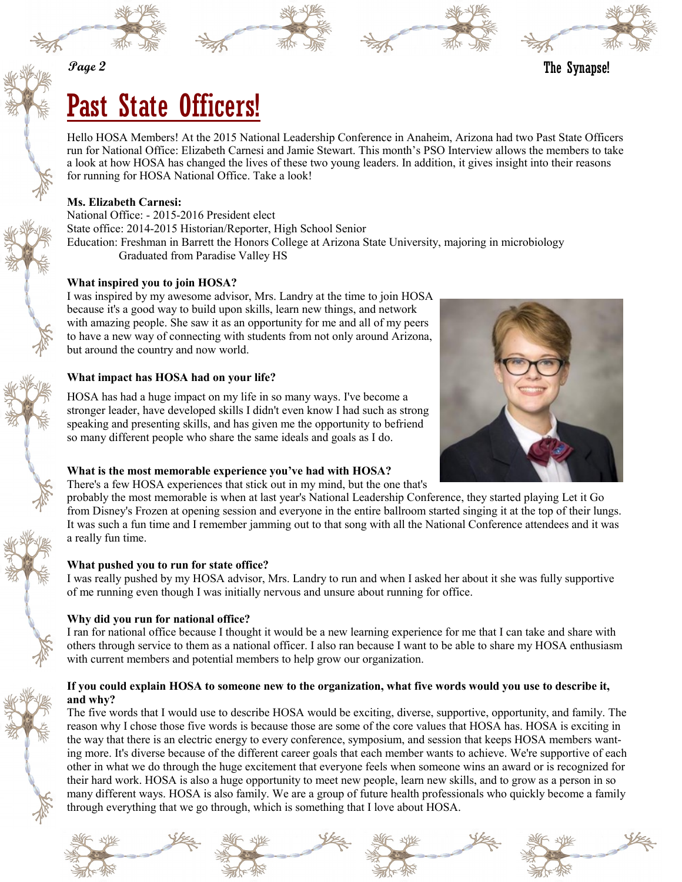# Past State Officers!

Hello HOSA Members! At the 2015 National Leadership Conference in Anaheim, Arizona had two Past State Officers run for National Office: Elizabeth Carnesi and Jamie Stewart. This month's PSO Interview allows the members to take a look at how HOSA has changed the lives of these two young leaders. In addition, it gives insight into their reasons for running for HOSA National Office. Take a look!

**Ms. Elizabeth Carnesi:**

National Office: - 2015-2016 President elect
State office: 2014-2015 Historian/Reporter, High School Senior
Education: Freshman in Barrett the Honors College at Arizona State University, majoring in microbiology
Graduated from Paradise Valley HS

**What inspired you to join HOSA?**

I was inspired by my awesome advisor, Mrs. Landry at the time to join HOSA because it's a good way to build upon skills, learn new things, and network with amazing people. She saw it as an opportunity for me and all of my peers to have a new way of connecting with students from not only around Arizona, but around the country and now world.

**What impact has HOSA had on your life?**

HOSA has had a huge impact on my life in so many ways. I've become a stronger leader, have developed skills I didn't even know I had such as strong speaking and presenting skills, and has given me the opportunity to befriend so many different people who share the same ideals and goals as I do.

**What is the most memorable experience you've had with HOSA?**

There's a few HOSA experiences that stick out in my mind, but the one that's probably the most memorable is when at last year's National Leadership Conference, they started playing Let it Go from Disney's Frozen at opening session and everyone in the entire ballroom started singing it at the top of their lungs. It was such a fun time and I remember jamming out to that song with all the National Conference attendees and it was a really fun time.

**What pushed you to run for state office?**

I was really pushed by my HOSA advisor, Mrs. Landry to run and when I asked her about it she was fully supportive of me running even though I was initially nervous and unsure about running for office.

**Why did you run for national office?**

I ran for national office because I thought it would be a new learning experience for me that I can take and share with others through service to them as a national officer. I also ran because I want to be able to share my HOSA enthusiasm with current members and potential members to help grow our organization.

**If you could explain HOSA to someone new to the organization, what five words would you use to describe it, and why?**

The five words that I would use to describe HOSA would be exciting, diverse, supportive, opportunity, and family. The reason why I chose those five words is because those are some of the core values that HOSA has. HOSA is exciting in the way that there is an electric energy to every conference, symposium, and session that keeps HOSA members wanting more. It's diverse because of the different career goals that each member wants to achieve. We're supportive of each other in what we do through the huge excitement that everyone feels when someone wins an award or is recognized for their hard work. HOSA is also a huge opportunity to meet new people, learn new skills, and to grow as a person in so many different ways. HOSA is also family. We are a group of future health professionals who quickly become a family through everything that we go through, which is something that I love about HOSA.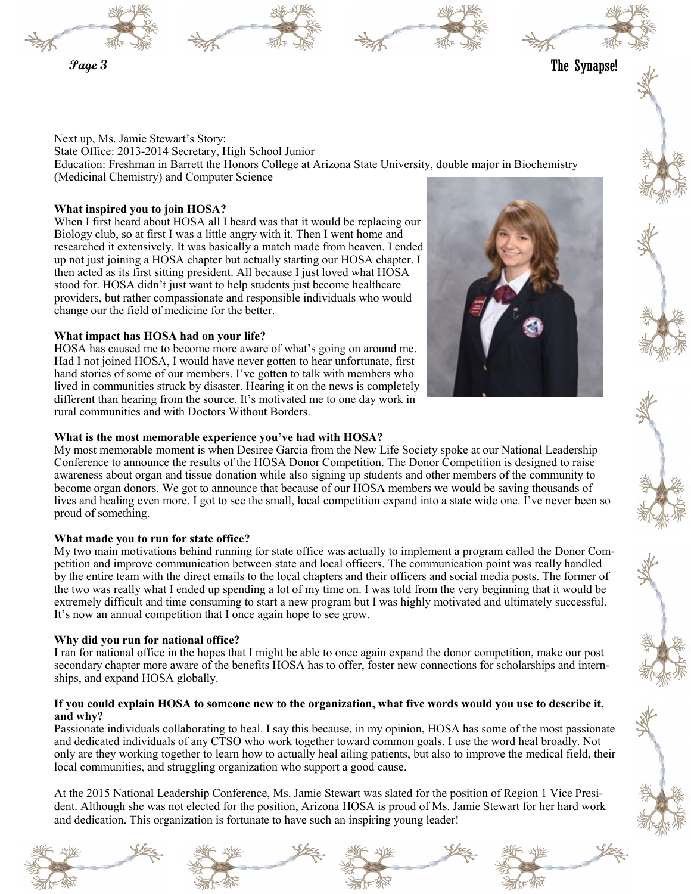Next up, Ms. Jamie Stewart's Story:
State Office: 2013-2014 Secretary, High School Junior
Education: Freshman in Barrett the Honors College at Arizona State University, double major in Biochemistry (Medicinal Chemistry) and Computer Science

**What inspired you to join HOSA?**

When I first heard about HOSA all I heard was that it would be replacing our Biology club, so at first I was a little angry with it. Then I went home and researched it extensively. It was basically a match made from heaven. I ended up not just joining a HOSA chapter but actually starting our HOSA chapter. I then acted as its first sitting president. All because I just loved what HOSA stood for. HOSA didn't just want to help students just become healthcare providers, but rather compassionate and responsible individuals who would change our the field of medicine for the better.

**What impact has HOSA had on your life?**

HOSA has caused me to become more aware of what's going on around me. Had I not joined HOSA, I would have never gotten to hear unfortunate, first hand stories of some of our members. I've gotten to talk with members who lived in communities struck by disaster. Hearing it on the news is completely different than hearing from the source. It's motivated me to one day work in rural communities and with Doctors Without Borders.

**What is the most memorable experience you've had with HOSA?**

My most memorable moment is when Desiree Garcia from the New Life Society spoke at our National Leadership Conference to announce the results of the HOSA Donor Competition. The Donor Competition is designed to raise awareness about organ and tissue donation while also signing up students and other members of the community to become organ donors. We got to announce that because of our HOSA members we would be saving thousands of lives and healing even more. I got to see the small, local competition expand into a state wide one. I've never been so proud of something.

**What made you to run for state office?**

My two main motivations behind running for state office was actually to implement a program called the Donor Competition and improve communication between state and local officers. The communication point was really handled by the entire team with the direct emails to the local chapters and their officers and social media posts. The former of the two was really what I ended up spending a lot of my time on. I was told from the very beginning that it would be extremely difficult and time consuming to start a new program but I was highly motivated and ultimately successful. It's now an annual competition that I once again hope to see grow.

**Why did you run for national office?**

I ran for national office in the hopes that I might be able to once again expand the donor competition, make our post secondary chapter more aware of the benefits HOSA has to offer, foster new connections for scholarships and internships, and expand HOSA globally.

**If you could explain HOSA to someone new to the organization, what five words would you use to describe it, and why?**

Passionate individuals collaborating to heal. I say this because, in my opinion, HOSA has some of the most passionate and dedicated individuals of any CTSO who work together toward common goals. I use the word heal broadly. Not only are they working together to learn how to actually heal ailing patients, but also to improve the medical field, their local communities, and struggling organization who support a good cause.

At the 2015 National Leadership Conference, Ms. Jamie Stewart was slated for the position of Region 1 Vice President. Although she was not elected for the position, Arizona HOSA is proud of Ms. Jamie Stewart for her hard work and dedication. This organization is fortunate to have such an inspiring young leader!